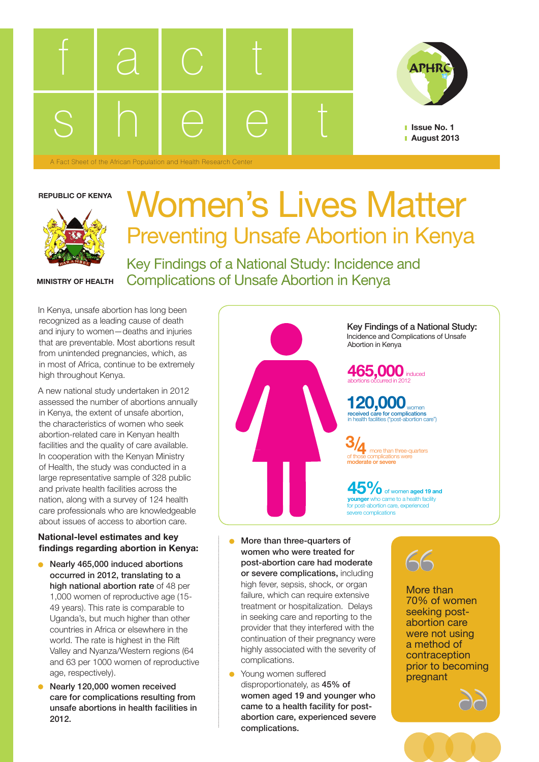# fact sheet

Issue No. 1
August 2013

A Fact Sheet of the African Population and Health Research Center

REPUBLIC OF KENYA

MINISTRY OF HEALTH

# Women's Lives Matter

## Preventing Unsafe Abortion in Kenya

### Key Findings of a National Study: Incidence and Complications of Unsafe Abortion in Kenya

In Kenya, unsafe abortion has long been recognized as a leading cause of death and injury to women—deaths and injuries that are preventable. Most abortions result from unintended pregnancies, which, as in most of Africa, continue to be extremely high throughout Kenya.

A new national study undertaken in 2012 assessed the number of abortions annually in Kenya, the extent of unsafe abortion, the characteristics of women who seek abortion-related care in Kenyan health facilities and the quality of care available. In cooperation with the Kenyan Ministry of Health, the study was conducted in a large representative sample of 328 public and private health facilities across the nation, along with a survey of 124 health care professionals who are knowledgeable about issues of access to abortion care.

**Key Findings of a National Study:** Incidence and Complications of Unsafe Abortion in Kenya

**465,000** induced abortions occurred in 2012

**120,000** women **received care for complications** in health facilities ("post-abortion care")

**3/4** more than three-quarters of those complications were **moderate or severe**

**45%** of women **aged 19 and younger** who came to a health facility for post-abortion care, experienced severe complications

### National-level estimates and key findings regarding abortion in Kenya:

- **Nearly 465,000 induced abortions occurred in 2012, translating to a high national abortion rate** of 48 per 1,000 women of reproductive age (15-49 years). This rate is comparable to Uganda's, but much higher than other countries in Africa or elsewhere in the world. The rate is highest in the Rift Valley and Nyanza/Western regions (64 and 63 per 1000 women of reproductive age, respectively).
- **Nearly 120,000 women received care for complications resulting from unsafe abortions in health facilities in 2012.**
- **More than three-quarters of women who were treated for post-abortion care had moderate or severe complications,** including high fever, sepsis, shock, or organ failure, which can require extensive treatment or hospitalization. Delays in seeking care and reporting to the provider that they interfered with the continuation of their pregnancy were highly associated with the severity of complications.
- Young women suffered disproportionately, as **45% of women aged 19 and younger who came to a health facility for post-abortion care, experienced severe complications.**

> More than 70% of women seeking post-abortion care were not using a method of contraception prior to becoming pregnant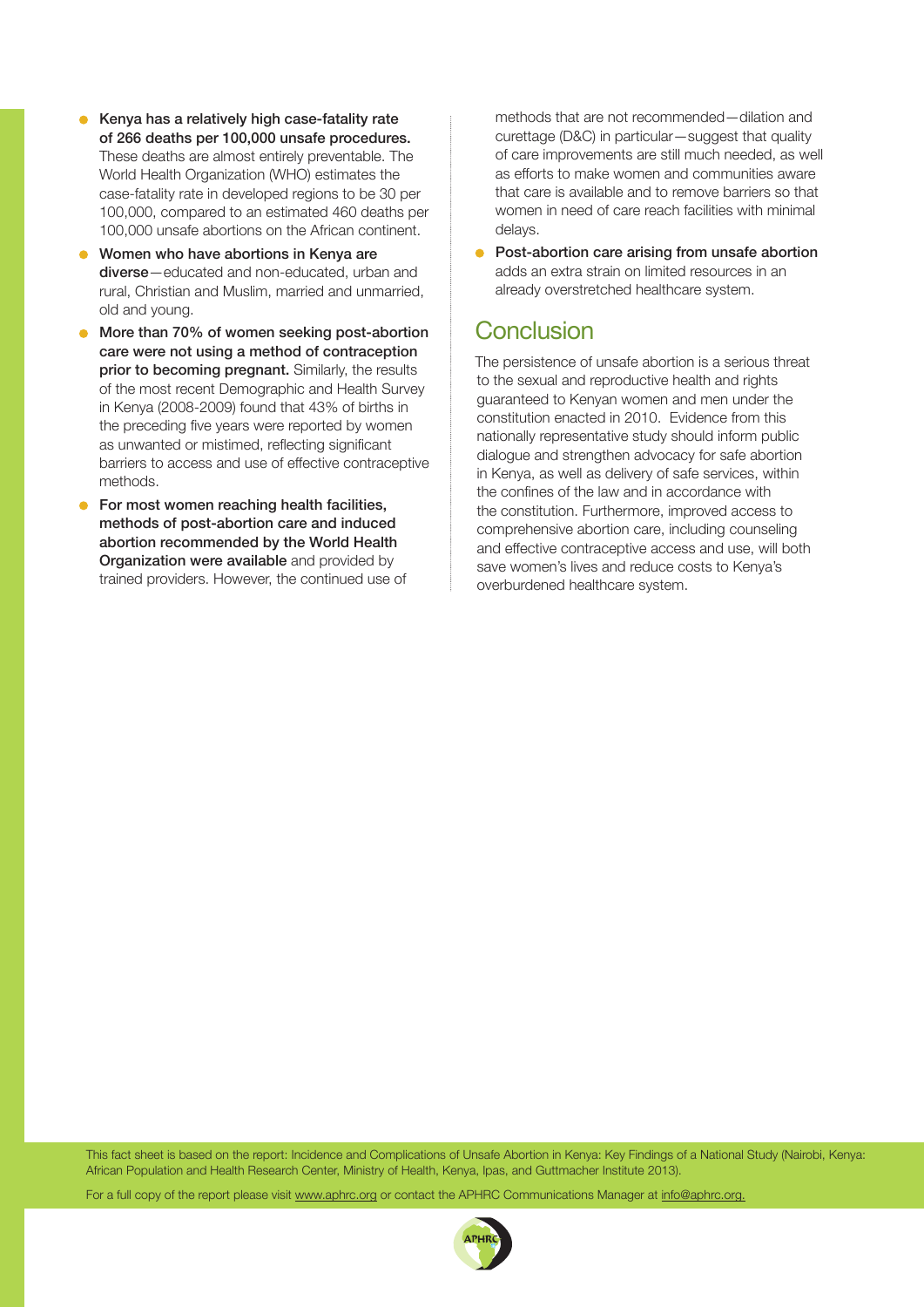- **Kenya has a relatively high case-fatality rate of 266 deaths per 100,000 unsafe procedures.** These deaths are almost entirely preventable. The World Health Organization (WHO) estimates the case-fatality rate in developed regions to be 30 per 100,000, compared to an estimated 460 deaths per 100,000 unsafe abortions on the African continent.
- **Women who have abortions in Kenya are diverse**—educated and non-educated, urban and rural, Christian and Muslim, married and unmarried, old and young.
- **More than 70% of women seeking post-abortion care were not using a method of contraception prior to becoming pregnant.** Similarly, the results of the most recent Demographic and Health Survey in Kenya (2008-2009) found that 43% of births in the preceding five years were reported by women as unwanted or mistimed, reflecting significant barriers to access and use of effective contraceptive methods.
- **For most women reaching health facilities, methods of post-abortion care and induced abortion recommended by the World Health Organization were available** and provided by trained providers. However, the continued use of methods that are not recommended—dilation and curettage (D&C) in particular—suggest that quality of care improvements are still much needed, as well as efforts to make women and communities aware that care is available and to remove barriers so that women in need of care reach facilities with minimal delays.
- **Post-abortion care arising from unsafe abortion** adds an extra strain on limited resources in an already overstretched healthcare system.

## Conclusion

The persistence of unsafe abortion is a serious threat to the sexual and reproductive health and rights guaranteed to Kenyan women and men under the constitution enacted in 2010. Evidence from this nationally representative study should inform public dialogue and strengthen advocacy for safe abortion in Kenya, as well as delivery of safe services, within the confines of the law and in accordance with the constitution. Furthermore, improved access to comprehensive abortion care, including counseling and effective contraceptive access and use, will both save women's lives and reduce costs to Kenya's overburdened healthcare system.

This fact sheet is based on the report: Incidence and Complications of Unsafe Abortion in Kenya: Key Findings of a National Study (Nairobi, Kenya: African Population and Health Research Center, Ministry of Health, Kenya, Ipas, and Guttmacher Institute 2013).

For a full copy of the report please visit www.aphrc.org or contact the APHRC Communications Manager at info@aphrc.org.